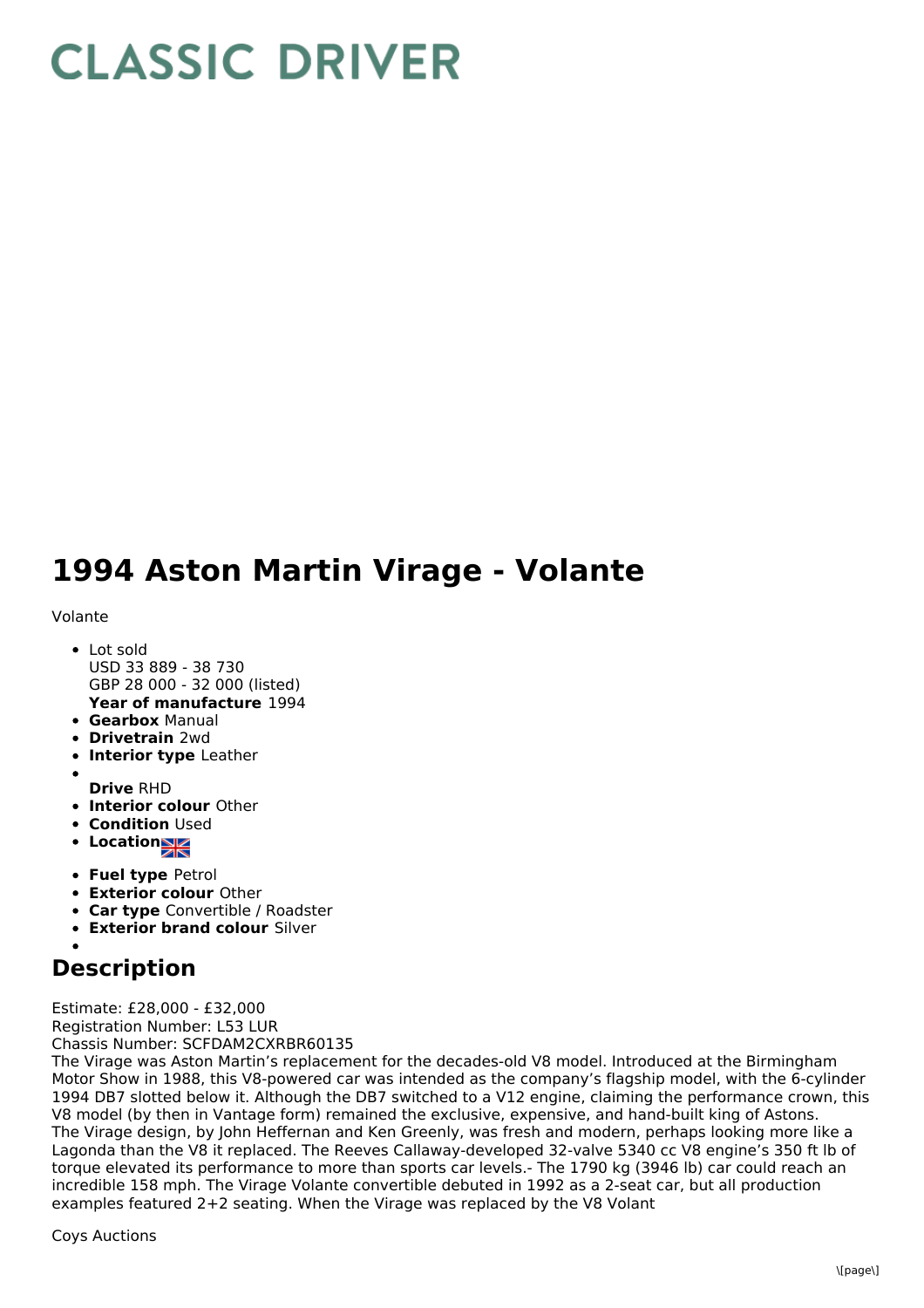# CLASSIC DRIVER

# 1994 Aston Martin Virage - Volante

Volante

- Lot sold
  USD 33 889 - 38 730
  GBP 28 000 - 32 000 (listed)
  **Year of manufacture** 1994
- **Gearbox** Manual
- **Drivetrain** 2wd
- **Interior type** Leather
- **Drive** RHD
- **Interior colour** Other
- **Condition** Used
- **Location**
- **Fuel type** Petrol
- **Exterior colour** Other
- **Car type** Convertible / Roadster
- **Exterior brand colour** Silver

## Description

Estimate: £28,000 - £32,000
Registration Number: L53 LUR
Chassis Number: SCFDAM2CXRBR60135
The Virage was Aston Martin's replacement for the decades-old V8 model. Introduced at the Birmingham Motor Show in 1988, this V8-powered car was intended as the company's flagship model, with the 6-cylinder 1994 DB7 slotted below it. Although the DB7 switched to a V12 engine, claiming the performance crown, this V8 model (by then in Vantage form) remained the exclusive, expensive, and hand-built king of Astons. The Virage design, by John Heffernan and Ken Greenly, was fresh and modern, perhaps looking more like a Lagonda than the V8 it replaced. The Reeves Callaway-developed 32-valve 5340 cc V8 engine's 350 ft lb of torque elevated its performance to more than sports car levels.- The 1790 kg (3946 lb) car could reach an incredible 158 mph. The Virage Volante convertible debuted in 1992 as a 2-seat car, but all production examples featured 2+2 seating. When the Virage was replaced by the V8 Volant

Coys Auctions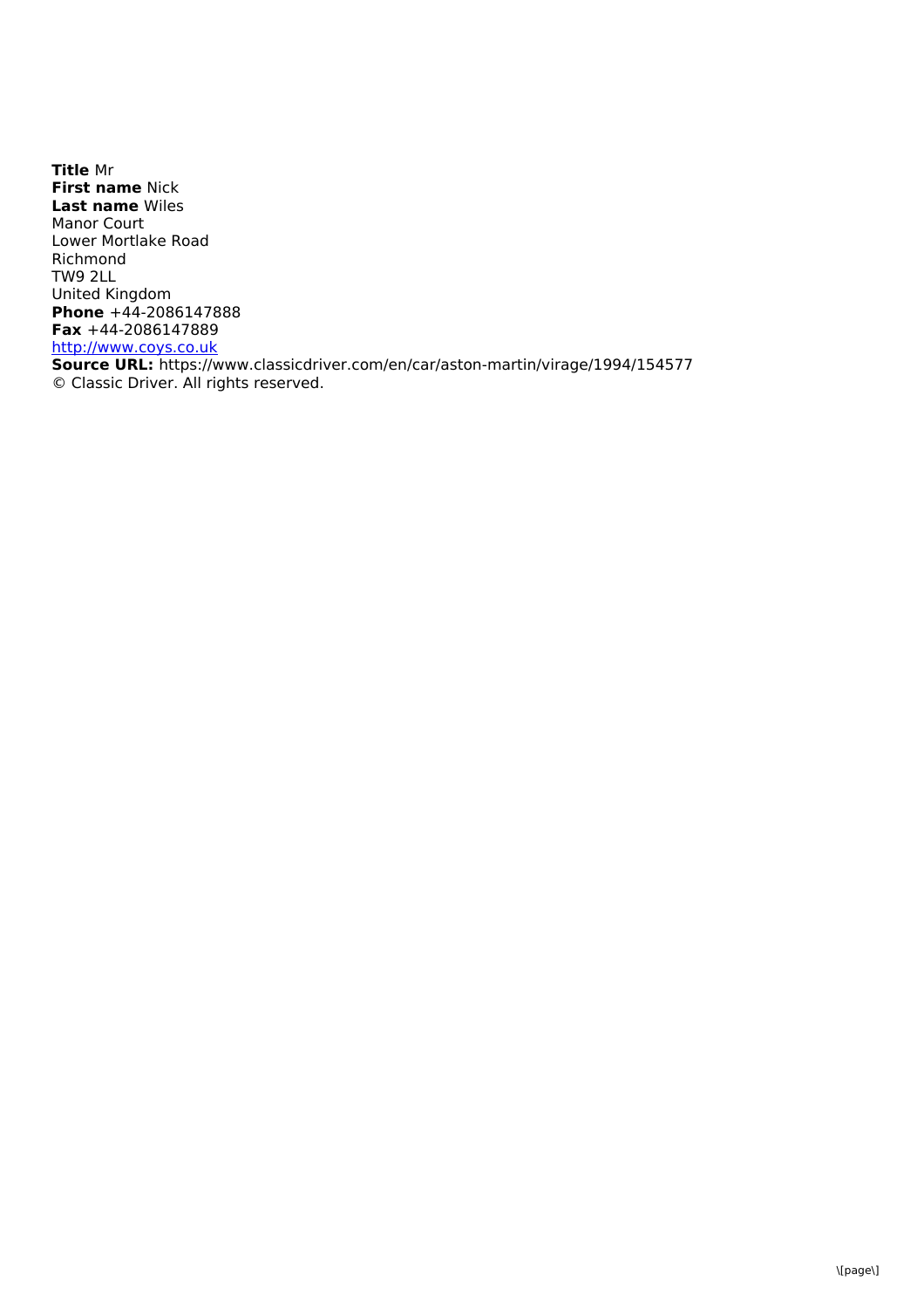**Title** Mr
**First name** Nick
**Last name** Wiles
Manor Court
Lower Mortlake Road
Richmond
TW9 2LL
United Kingdom
**Phone** +44-2086147888
**Fax** +44-2086147889
http://www.coys.co.uk
**Source URL:** https://www.classicdriver.com/en/car/aston-martin/virage/1994/154577
© Classic Driver. All rights reserved.